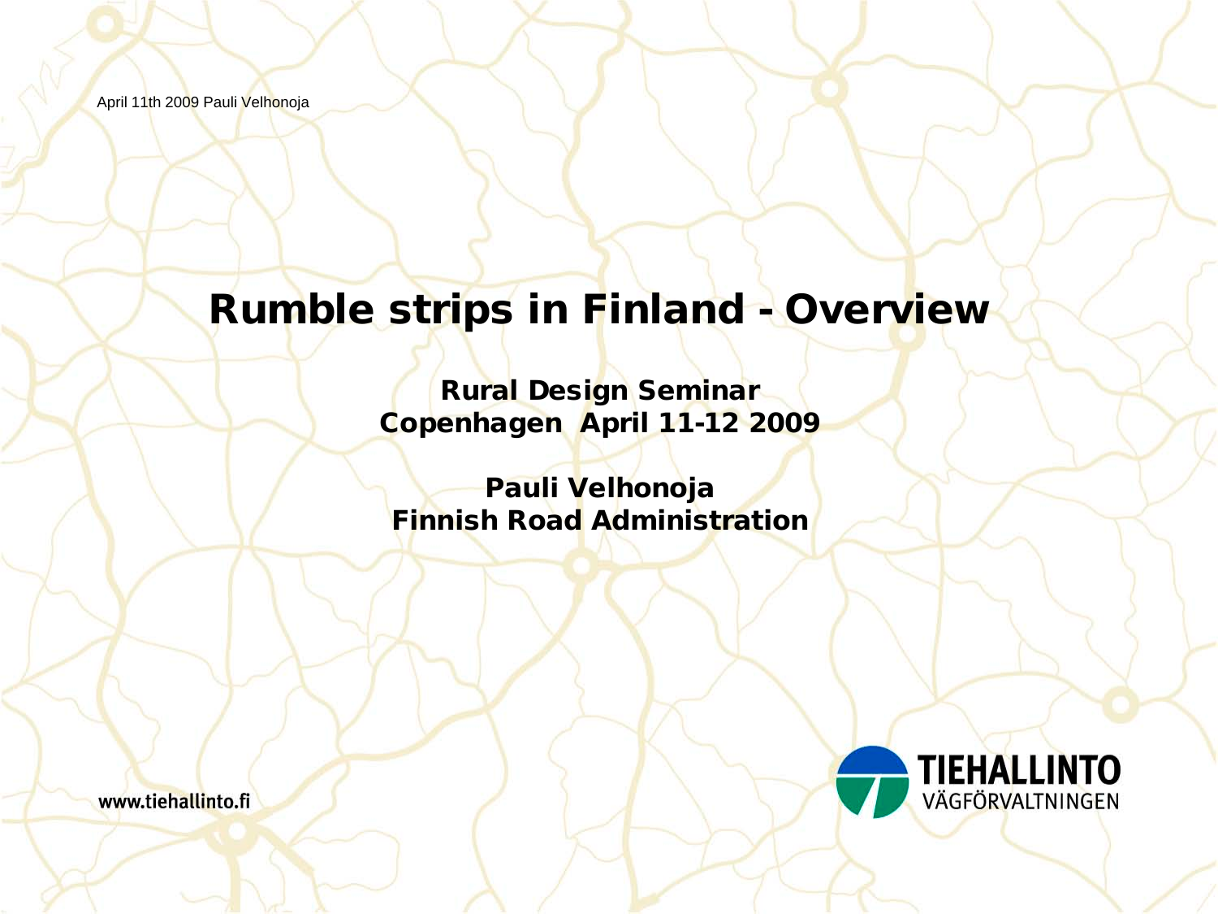April 11th 2009 Pauli Velhonoja

# Rumble strips in Finland - Overview

**Rural Design Seminar**
**Copenhagen April 11-12 2009**

**Pauli Velhonoja**
**Finnish Road Administration**

www.tiehallinto.fi

TIEHALLINTO
VÄGFÖRVALTNINGEN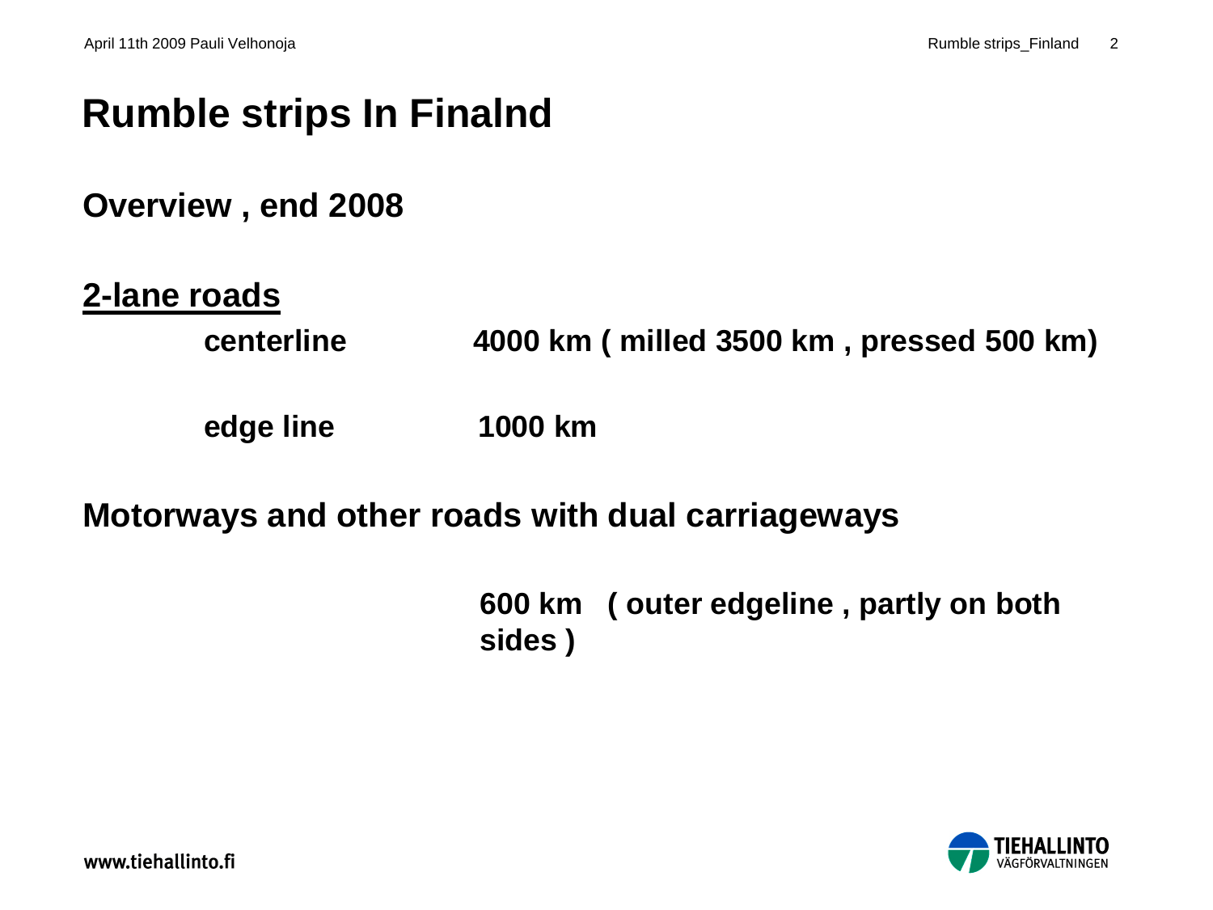# Rumble strips In Finalnd

## Overview , end 2008

**2-lane roads**

| | |
|---|---|
| **centerline** | **4000 km ( milled 3500 km , pressed 500 km)** |
| **edge line** | **1000 km** |

**Motorways and other roads with dual carriageways**

**600 km ( outer edgeline , partly on both sides )**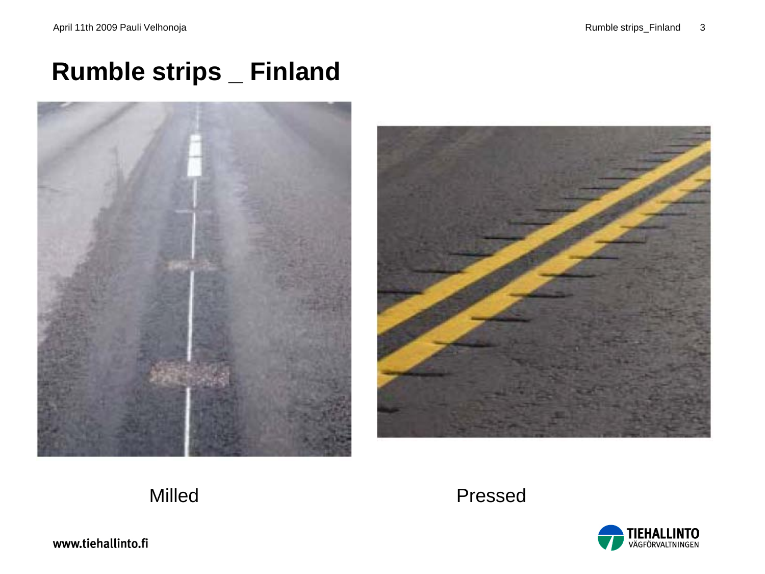# Rumble strips _ Finland

Milled

Pressed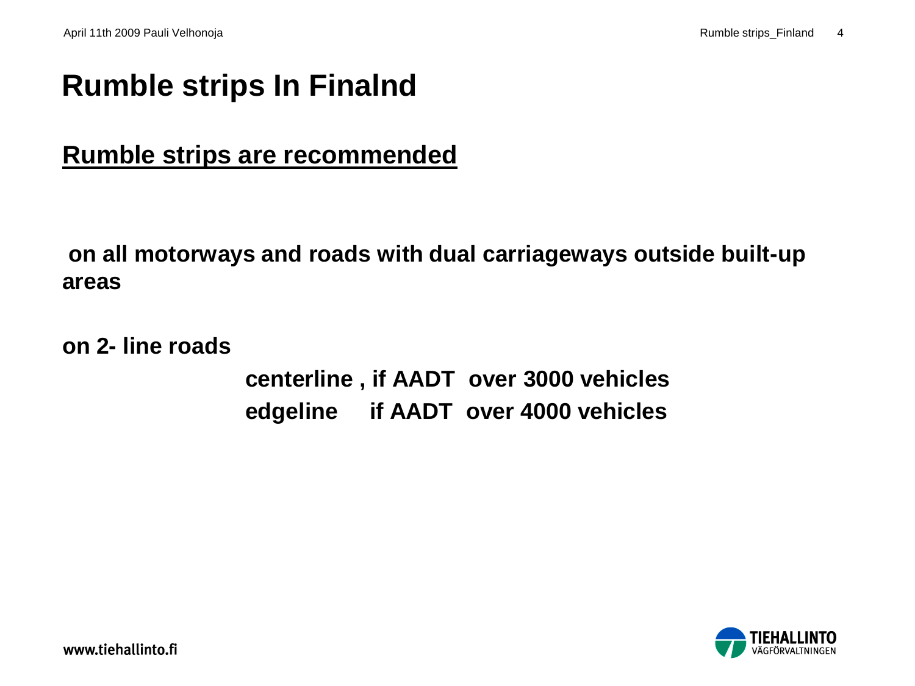# Rumble strips In Finalnd

## Rumble strips are recommended

**on all motorways and roads with dual carriageways outside built-up areas**

**on 2- line roads**

**centerline , if AADT over 3000 vehicles**
**edgeline if AADT over 4000 vehicles**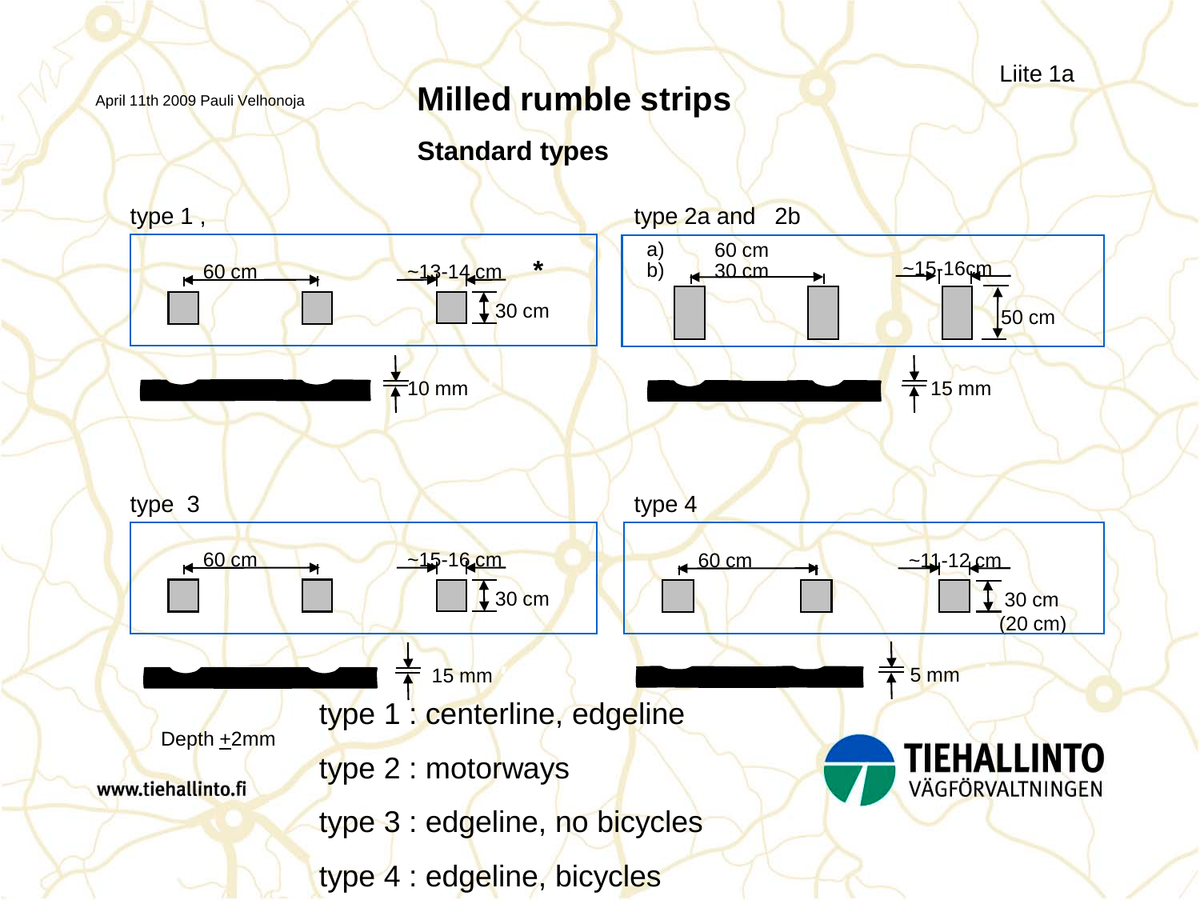April 11th 2009 Pauli Velhonoja

Liite 1a

# Milled rumble strips

## Standard types

type 1 ,

60 cm ~13-14 cm * 30 cm

10 mm

type 2a and 2b

a) 60 cm
b) 30 cm

~15-16cm 50 cm

15 mm

type 3

60 cm ~15-16 cm 30 cm

15 mm

type 4

60 cm ~11-12 cm 30 cm (20 cm)

5 mm

Depth ±2mm

type 1 : centerline, edgeline

type 2 : motorways

type 3 : edgeline, no bicycles

type 4 : edgeline, bicycles

www.tiehallinto.fi

TIEHALLINTO VÄGFÖRVALTNINGEN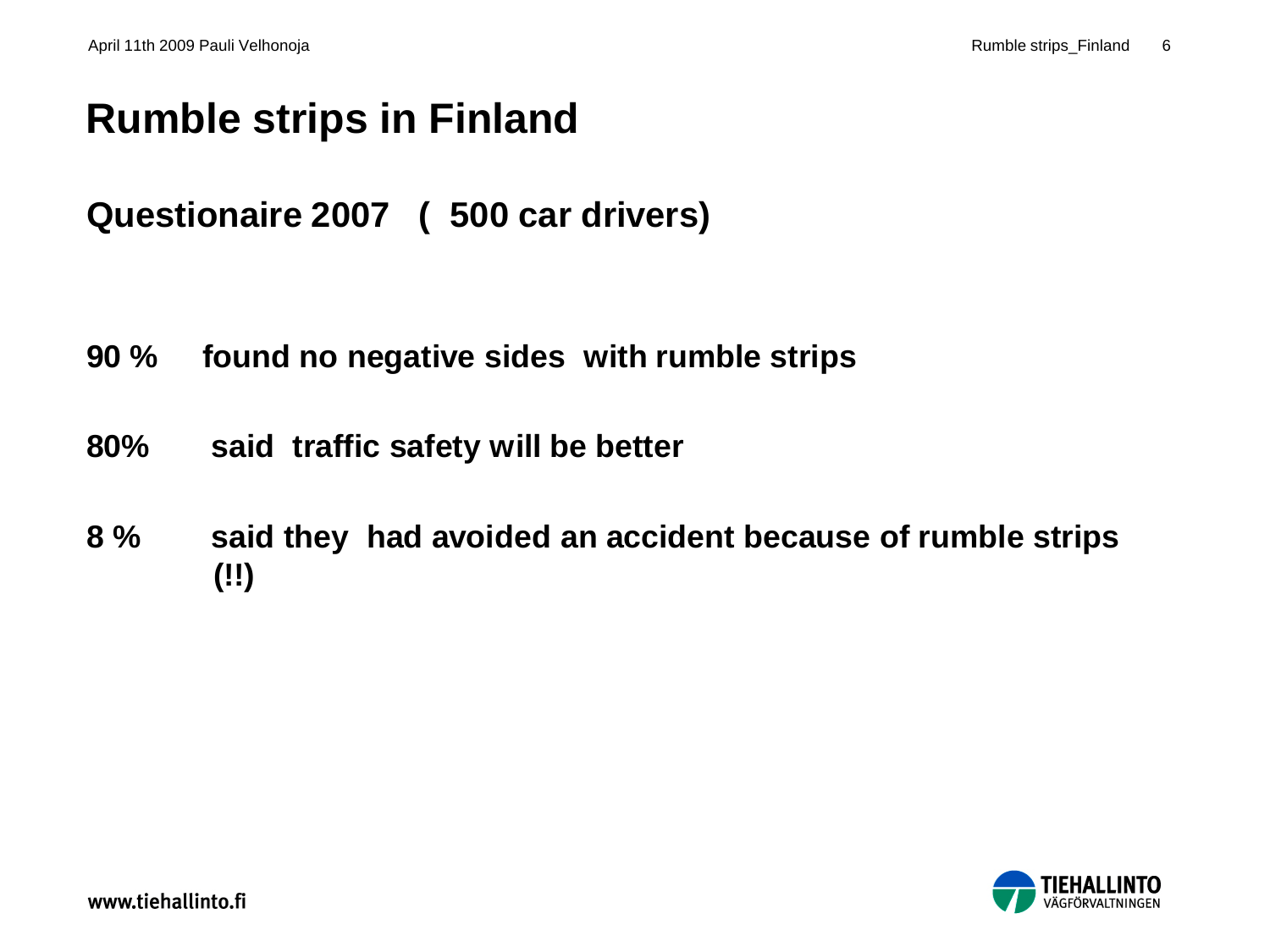# Rumble strips in Finland

## Questionaire 2007 ( 500 car drivers)

**90 %** **found no negative sides with rumble strips**

**80%** **said traffic safety will be better**

**8 %** **said they had avoided an accident because of rumble strips (!!)**

www.tiehallinto.fi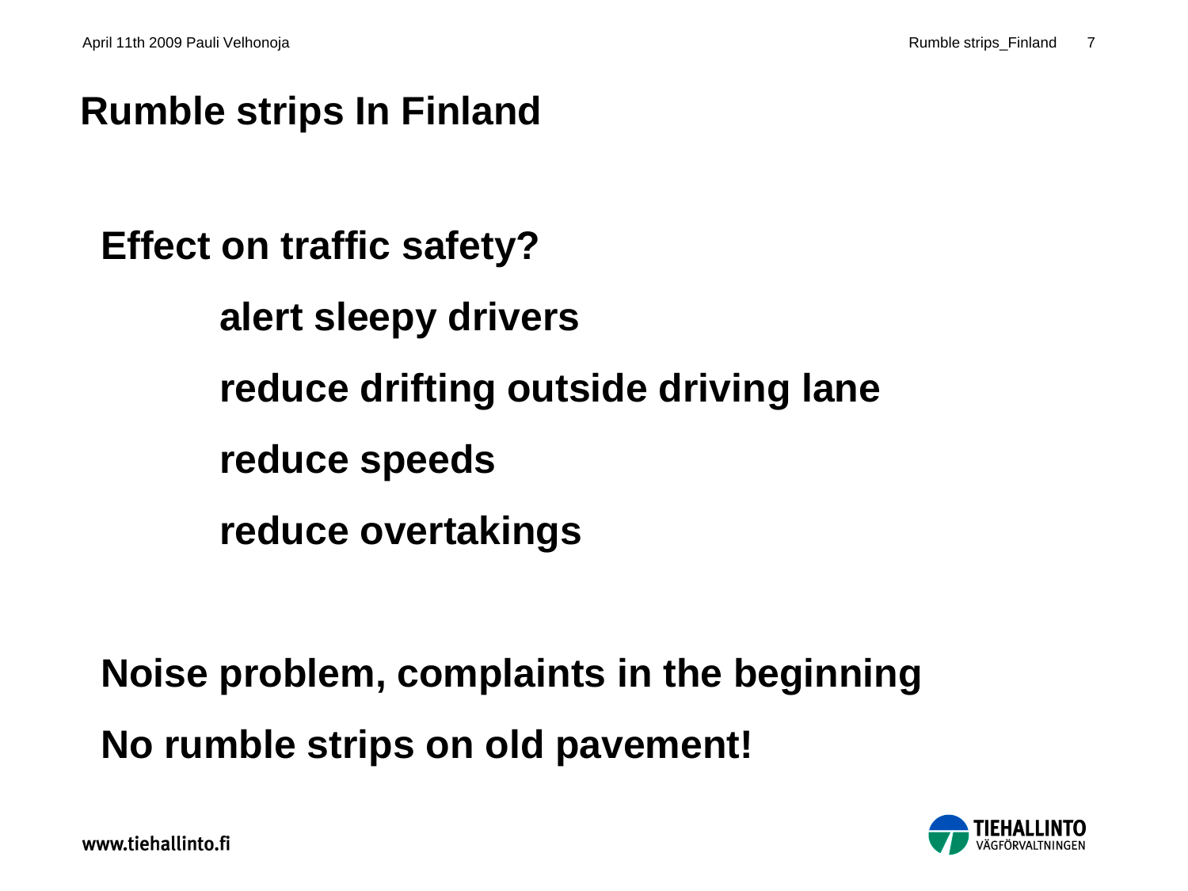# Rumble strips In Finland

**Effect on traffic safety?**

- **alert sleepy drivers**
- **reduce drifting outside driving lane**
- **reduce speeds**
- **reduce overtakings**

**Noise problem, complaints in the beginning**

**No rumble strips on old pavement!**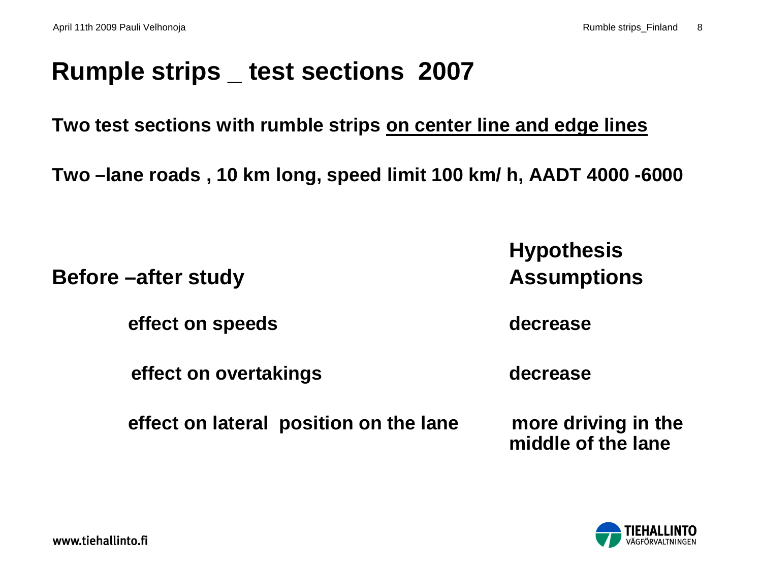# Rumple strips _ test sections 2007

**Two test sections with rumble strips <u>on center line and edge lines</u>**

**Two –lane roads , 10 km long, speed limit 100 km/ h, AADT 4000 -6000**

| **Before –after study** | **Hypothesis Assumptions** |
|---|---|
| **effect on speeds** | **decrease** |
| **effect on overtakings** | **decrease** |
| **effect on lateral position on the lane** | **more driving in the middle of the lane** |

www.tiehallinto.fi

TIEHALLINTO VÄGFÖRVALTNINGEN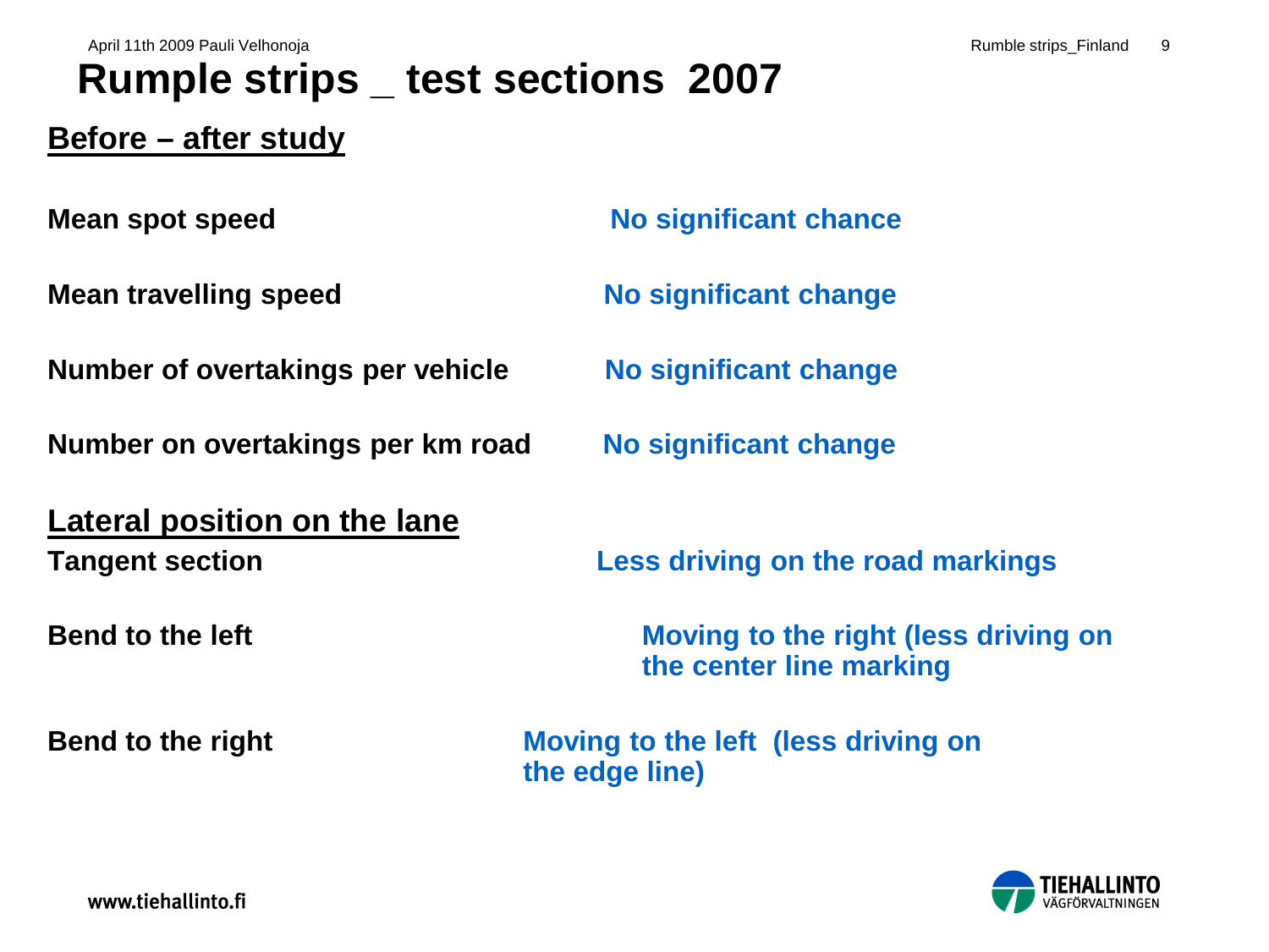# Rumple strips _ test sections 2007

## Before – after study

| | |
|---|---|
| **Mean spot speed** | **No significant chance** |
| **Mean travelling speed** | **No significant change** |
| **Number of overtakings per vehicle** | **No significant change** |
| **Number on overtakings per km road** | **No significant change** |

## Lateral position on the lane

| | |
|---|---|
| **Tangent section** | **Less driving on the road markings** |
| **Bend to the left** | **Moving to the right (less driving on the center line marking** |
| **Bend to the right** | **Moving to the left (less driving on the edge line)** |

www.tiehallinto.fi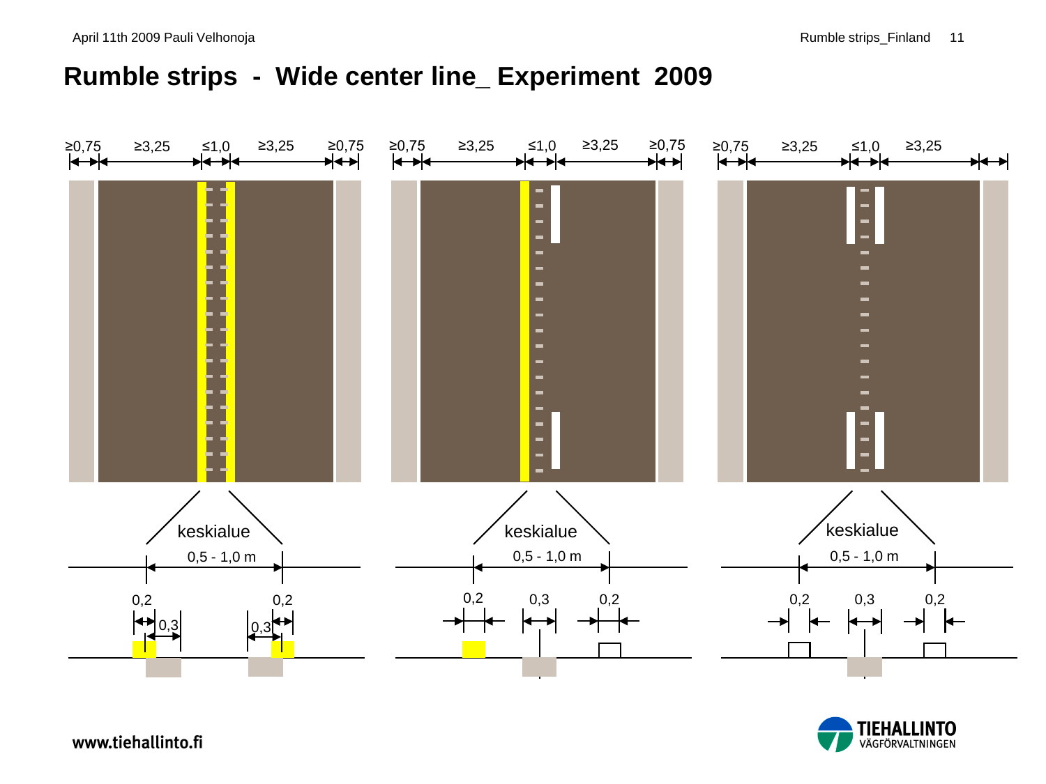# Rumble strips - Wide center line_ Experiment 2009

≥0,75 ≥3,25 ≤1,0 ≥3,25 ≥0,75

keskialue

0,5 - 1,0 m

0,2 0,3 0,3 0,2

≥0,75 ≥3,25 ≤1,0 ≥3,25 ≥0,75

keskialue

0,5 - 1,0 m

0,2 0,3 0,2

≥0,75 ≥3,25 ≤1,0 ≥3,25

keskialue

0,5 - 1,0 m

0,2 0,3 0,2

www.tiehallinto.fi